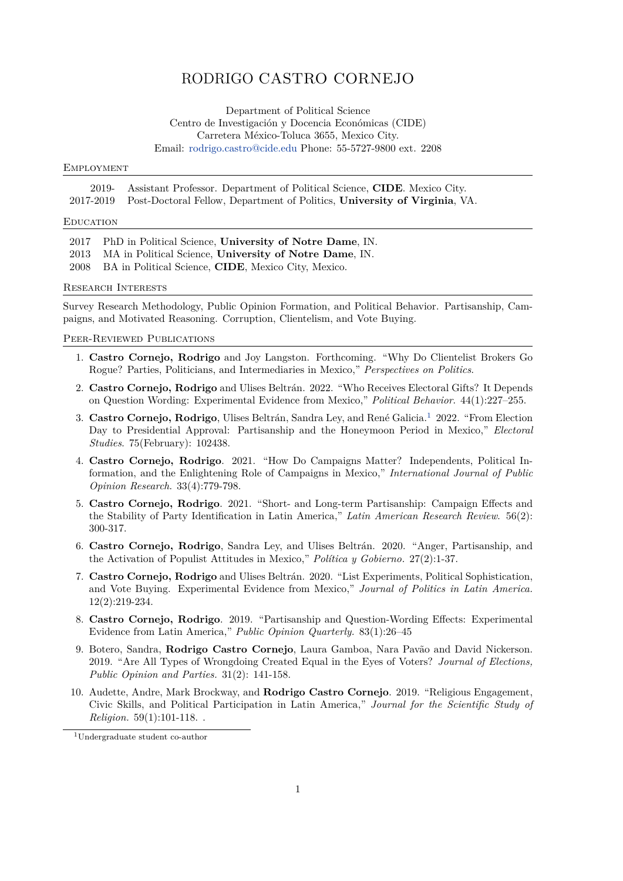# RODRIGO CASTRO CORNEJO

Department of Political Science
Centro de Investigación y Docencia Económicas (CIDE)
Carretera México-Toluca 3655, Mexico City.
Email: rodrigo.castro@cide.edu Phone: 55-5727-9800 ext. 2208

## Employment

2019- Assistant Professor. Department of Political Science, **CIDE**. Mexico City.
2017-2019 Post-Doctoral Fellow, Department of Politics, **University of Virginia**, VA.

## Education

2017 PhD in Political Science, **University of Notre Dame**, IN.
2013 MA in Political Science, **University of Notre Dame**, IN.
2008 BA in Political Science, **CIDE**, Mexico City, Mexico.

## Research Interests

Survey Research Methodology, Public Opinion Formation, and Political Behavior. Partisanship, Campaigns, and Motivated Reasoning. Corruption, Clientelism, and Vote Buying.

## Peer-Reviewed Publications

1. **Castro Cornejo, Rodrigo** and Joy Langston. Forthcoming. "Why Do Clientelist Brokers Go Rogue? Parties, Politicians, and Intermediaries in Mexico," *Perspectives on Politics*.
2. **Castro Cornejo, Rodrigo** and Ulises Beltrán. 2022. "Who Receives Electoral Gifts? It Depends on Question Wording: Experimental Evidence from Mexico," *Political Behavior*. 44(1):227–255.
3. **Castro Cornejo, Rodrigo**, Ulises Beltrán, Sandra Ley, and René Galicia.[1] 2022. "From Election Day to Presidential Approval: Partisanship and the Honeymoon Period in Mexico," *Electoral Studies*. 75(February): 102438.
4. **Castro Cornejo, Rodrigo**. 2021. "How Do Campaigns Matter? Independents, Political Information, and the Enlightening Role of Campaigns in Mexico," *International Journal of Public Opinion Research*. 33(4):779-798.
5. **Castro Cornejo, Rodrigo**. 2021. "Short- and Long-term Partisanship: Campaign Effects and the Stability of Party Identification in Latin America," *Latin American Research Review*. 56(2): 300-317.
6. **Castro Cornejo, Rodrigo**, Sandra Ley, and Ulises Beltrán. 2020. "Anger, Partisanship, and the Activation of Populist Attitudes in Mexico," *Política y Gobierno*. 27(2):1-37.
7. **Castro Cornejo, Rodrigo** and Ulises Beltrán. 2020. "List Experiments, Political Sophistication, and Vote Buying. Experimental Evidence from Mexico," *Journal of Politics in Latin America*. 12(2):219-234.
8. **Castro Cornejo, Rodrigo**. 2019. "Partisanship and Question-Wording Effects: Experimental Evidence from Latin America," *Public Opinion Quarterly*. 83(1):26–45
9. Botero, Sandra, **Rodrigo Castro Cornejo**, Laura Gamboa, Nara Pavão and David Nickerson. 2019. "Are All Types of Wrongdoing Created Equal in the Eyes of Voters? *Journal of Elections, Public Opinion and Parties.* 31(2): 141-158.
10. Audette, Andre, Mark Brockway, and **Rodrigo Castro Cornejo**. 2019. "Religious Engagement, Civic Skills, and Political Participation in Latin America," *Journal for the Scientific Study of Religion*. 59(1):101-118. .

[1] Undergraduate student co-author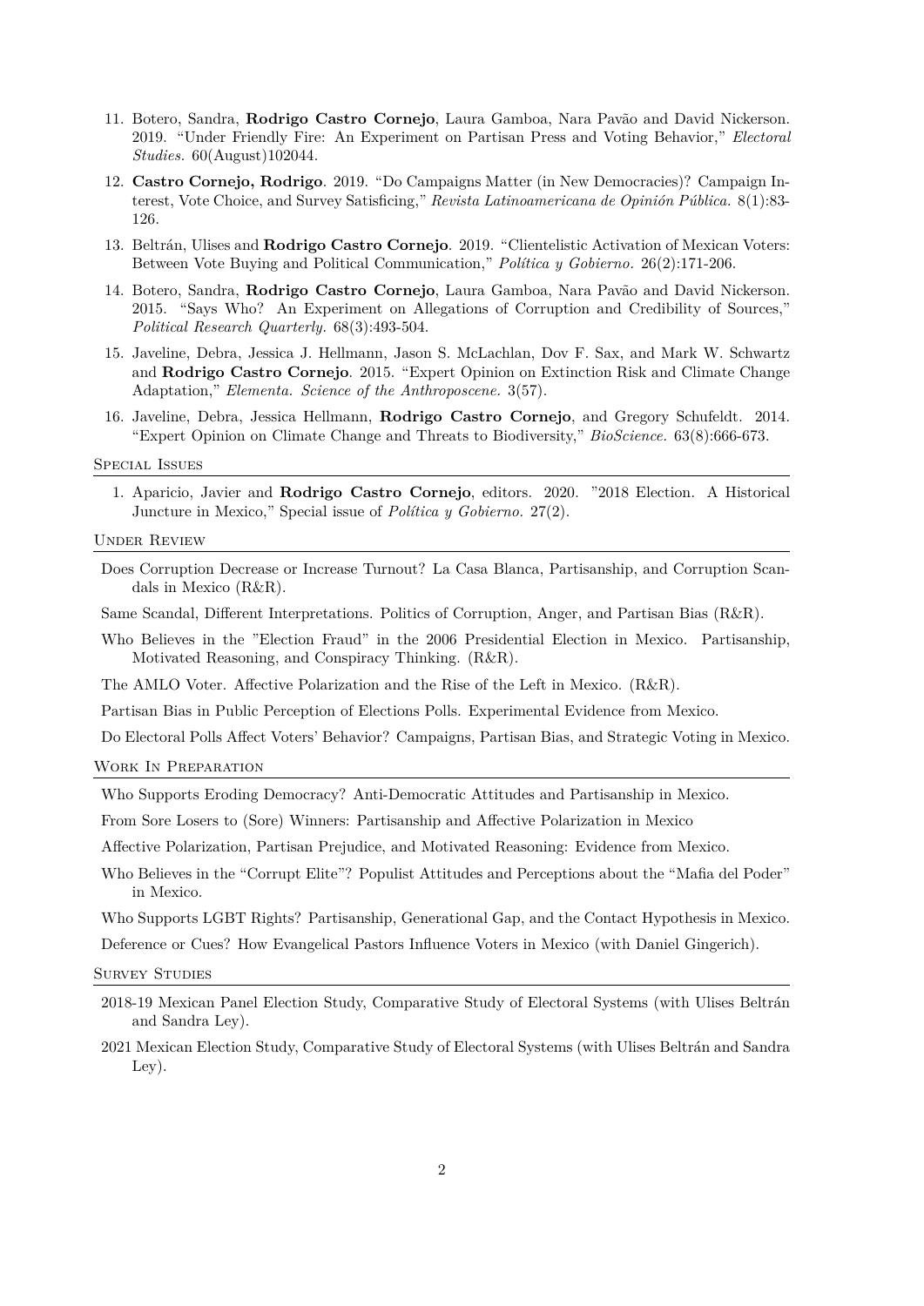11. Botero, Sandra, **Rodrigo Castro Cornejo**, Laura Gamboa, Nara Pavão and David Nickerson. 2019. "Under Friendly Fire: An Experiment on Partisan Press and Voting Behavior," *Electoral Studies.* 60(August)102044.
12. **Castro Cornejo, Rodrigo**. 2019. "Do Campaigns Matter (in New Democracies)? Campaign Interest, Vote Choice, and Survey Satisficing," *Revista Latinoamericana de Opinión Pública.* 8(1):83-126.
13. Beltrán, Ulises and **Rodrigo Castro Cornejo**. 2019. "Clientelistic Activation of Mexican Voters: Between Vote Buying and Political Communication," *Política y Gobierno.* 26(2):171-206.
14. Botero, Sandra, **Rodrigo Castro Cornejo**, Laura Gamboa, Nara Pavão and David Nickerson. 2015. "Says Who? An Experiment on Allegations of Corruption and Credibility of Sources," *Political Research Quarterly.* 68(3):493-504.
15. Javeline, Debra, Jessica J. Hellmann, Jason S. McLachlan, Dov F. Sax, and Mark W. Schwartz and **Rodrigo Castro Cornejo**. 2015. "Expert Opinion on Extinction Risk and Climate Change Adaptation," *Elementa. Science of the Anthroposcene.* 3(57).
16. Javeline, Debra, Jessica Hellmann, **Rodrigo Castro Cornejo**, and Gregory Schufeldt. 2014. "Expert Opinion on Climate Change and Threats to Biodiversity," *BioScience.* 63(8):666-673.

## Special Issues

1. Aparicio, Javier and **Rodrigo Castro Cornejo**, editors. 2020. "2018 Election. A Historical Juncture in Mexico," Special issue of *Política y Gobierno.* 27(2).

## Under Review

Does Corruption Decrease or Increase Turnout? La Casa Blanca, Partisanship, and Corruption Scandals in Mexico (R&R).

Same Scandal, Different Interpretations. Politics of Corruption, Anger, and Partisan Bias (R&R).

Who Believes in the "Election Fraud" in the 2006 Presidential Election in Mexico. Partisanship, Motivated Reasoning, and Conspiracy Thinking. (R&R).

The AMLO Voter. Affective Polarization and the Rise of the Left in Mexico. (R&R).

Partisan Bias in Public Perception of Elections Polls. Experimental Evidence from Mexico.

Do Electoral Polls Affect Voters' Behavior? Campaigns, Partisan Bias, and Strategic Voting in Mexico.

## Work In Preparation

Who Supports Eroding Democracy? Anti-Democratic Attitudes and Partisanship in Mexico.

From Sore Losers to (Sore) Winners: Partisanship and Affective Polarization in Mexico

Affective Polarization, Partisan Prejudice, and Motivated Reasoning: Evidence from Mexico.

Who Believes in the "Corrupt Elite"? Populist Attitudes and Perceptions about the "Mafia del Poder" in Mexico.

Who Supports LGBT Rights? Partisanship, Generational Gap, and the Contact Hypothesis in Mexico.

Deference or Cues? How Evangelical Pastors Influence Voters in Mexico (with Daniel Gingerich).

## Survey Studies

2018-19 Mexican Panel Election Study, Comparative Study of Electoral Systems (with Ulises Beltrán and Sandra Ley).

2021 Mexican Election Study, Comparative Study of Electoral Systems (with Ulises Beltrán and Sandra Ley).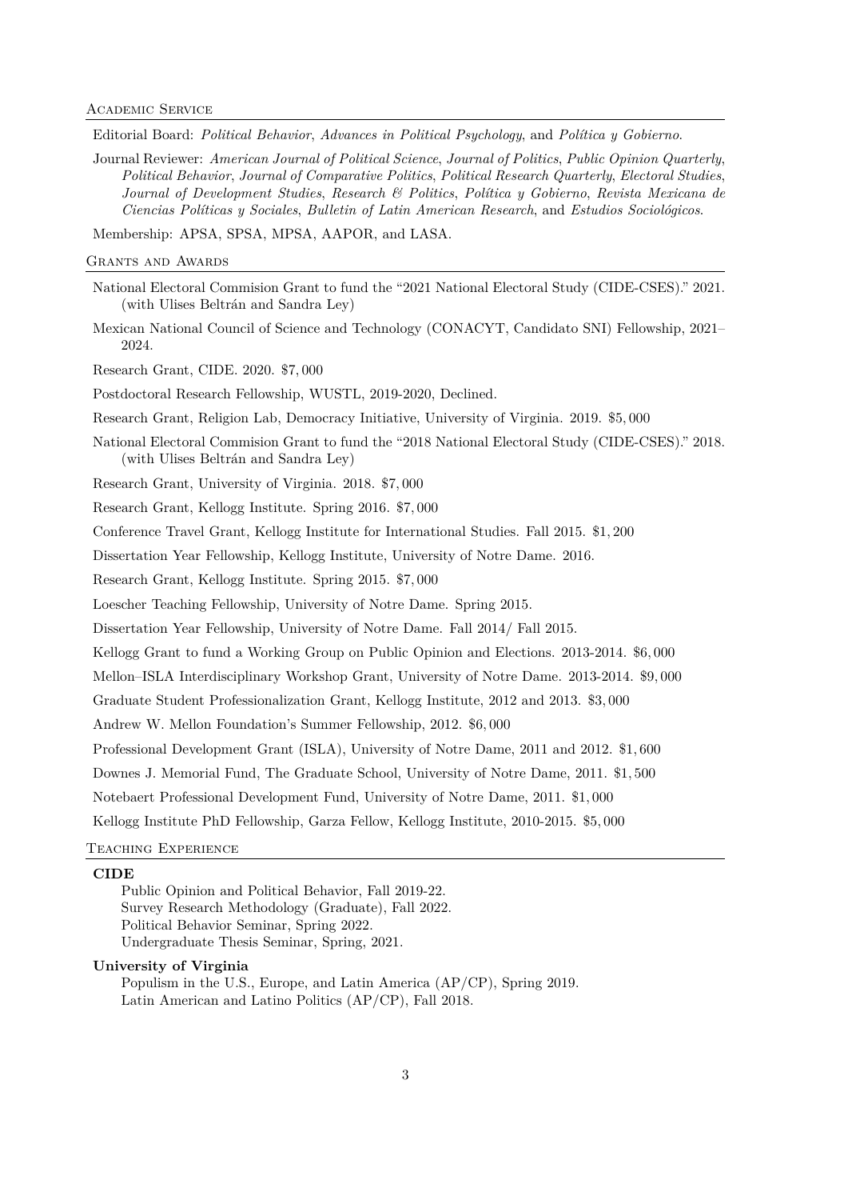## Academic Service

Editorial Board: *Political Behavior*, *Advances in Political Psychology*, and *Política y Gobierno*.

Journal Reviewer: *American Journal of Political Science*, *Journal of Politics*, *Public Opinion Quarterly*, *Political Behavior*, *Journal of Comparative Politics*, *Political Research Quarterly*, *Electoral Studies*, *Journal of Development Studies*, *Research & Politics*, *Política y Gobierno*, *Revista Mexicana de Ciencias Políticas y Sociales*, *Bulletin of Latin American Research*, and *Estudios Sociológicos*.

Membership: APSA, SPSA, MPSA, AAPOR, and LASA.

## Grants and Awards

National Electoral Commision Grant to fund the "2021 National Electoral Study (CIDE-CSES)." 2021. (with Ulises Beltrán and Sandra Ley)

Mexican National Council of Science and Technology (CONACYT, Candidato SNI) Fellowship, 2021–2024.

Research Grant, CIDE. 2020. $7,000

Postdoctoral Research Fellowship, WUSTL, 2019-2020, Declined.

Research Grant, Religion Lab, Democracy Initiative, University of Virginia. 2019. $5,000

National Electoral Commision Grant to fund the "2018 National Electoral Study (CIDE-CSES)." 2018. (with Ulises Beltrán and Sandra Ley)

Research Grant, University of Virginia. 2018. $7,000

Research Grant, Kellogg Institute. Spring 2016. $7,000

Conference Travel Grant, Kellogg Institute for International Studies. Fall 2015. $1,200

Dissertation Year Fellowship, Kellogg Institute, University of Notre Dame. 2016.

Research Grant, Kellogg Institute. Spring 2015. $7,000

Loescher Teaching Fellowship, University of Notre Dame. Spring 2015.

Dissertation Year Fellowship, University of Notre Dame. Fall 2014/ Fall 2015.

Kellogg Grant to fund a Working Group on Public Opinion and Elections. 2013-2014. $6,000

Mellon–ISLA Interdisciplinary Workshop Grant, University of Notre Dame. 2013-2014. $9,000

Graduate Student Professionalization Grant, Kellogg Institute, 2012 and 2013. $3,000

Andrew W. Mellon Foundation's Summer Fellowship, 2012. $6,000

Professional Development Grant (ISLA), University of Notre Dame, 2011 and 2012. $1,600

Downes J. Memorial Fund, The Graduate School, University of Notre Dame, 2011. $1,500

Notebaert Professional Development Fund, University of Notre Dame, 2011. $1,000

Kellogg Institute PhD Fellowship, Garza Fellow, Kellogg Institute, 2010-2015. $5,000

## Teaching Experience

**CIDE**

Public Opinion and Political Behavior, Fall 2019-22.
Survey Research Methodology (Graduate), Fall 2022.
Political Behavior Seminar, Spring 2022.
Undergraduate Thesis Seminar, Spring, 2021.

**University of Virginia**

Populism in the U.S., Europe, and Latin America (AP/CP), Spring 2019.
Latin American and Latino Politics (AP/CP), Fall 2018.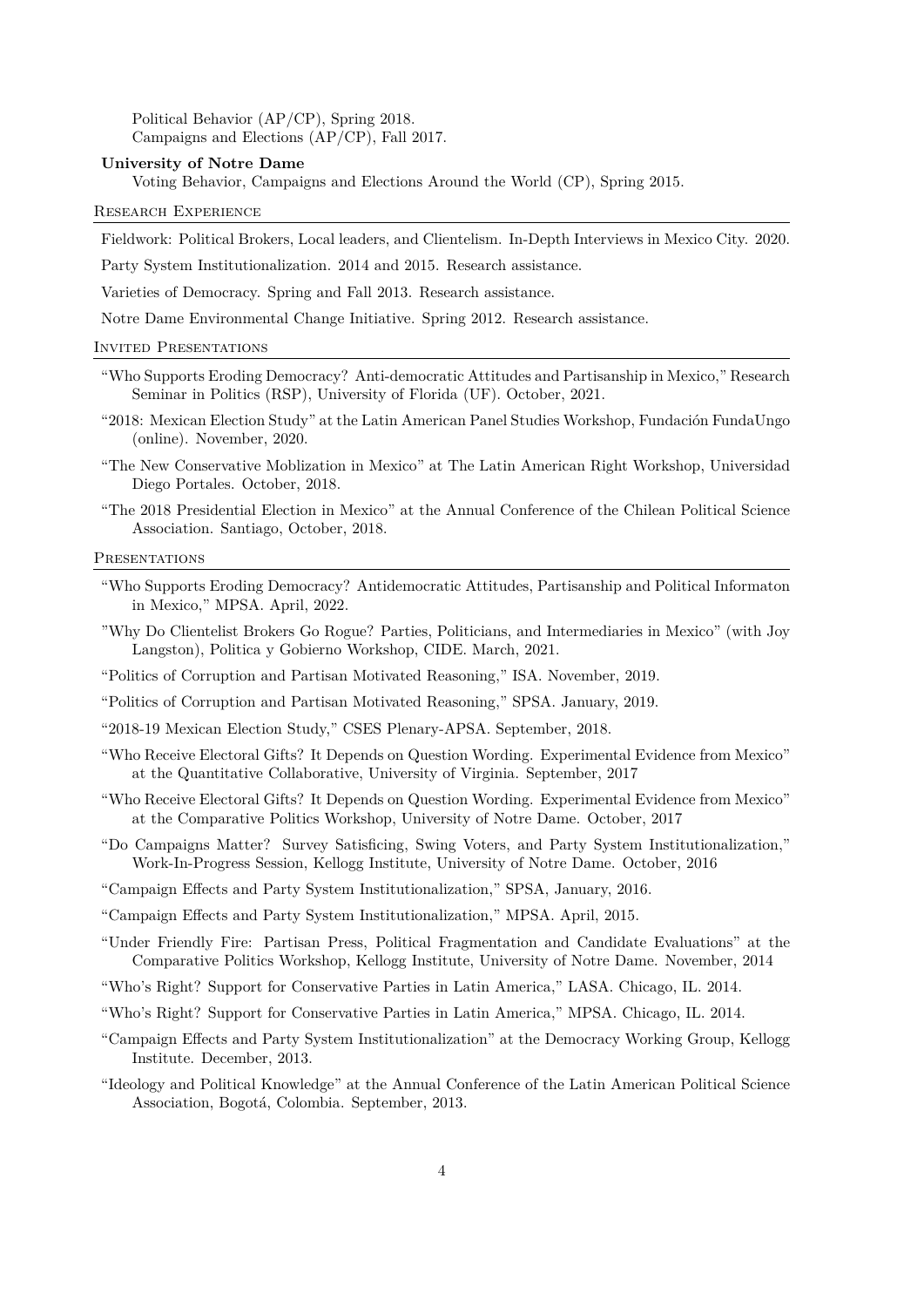Political Behavior (AP/CP), Spring 2018.
Campaigns and Elections (AP/CP), Fall 2017.

**University of Notre Dame**
Voting Behavior, Campaigns and Elections Around the World (CP), Spring 2015.

## Research Experience

Fieldwork: Political Brokers, Local leaders, and Clientelism. In-Depth Interviews in Mexico City. 2020.

Party System Institutionalization. 2014 and 2015. Research assistance.

Varieties of Democracy. Spring and Fall 2013. Research assistance.

Notre Dame Environmental Change Initiative. Spring 2012. Research assistance.

## Invited Presentations

"Who Supports Eroding Democracy? Anti-democratic Attitudes and Partisanship in Mexico," Research Seminar in Politics (RSP), University of Florida (UF). October, 2021.

"2018: Mexican Election Study" at the Latin American Panel Studies Workshop, Fundación FundaUngo (online). November, 2020.

"The New Conservative Moblization in Mexico" at The Latin American Right Workshop, Universidad Diego Portales. October, 2018.

"The 2018 Presidential Election in Mexico" at the Annual Conference of the Chilean Political Science Association. Santiago, October, 2018.

## Presentations

"Who Supports Eroding Democracy? Antidemocratic Attitudes, Partisanship and Political Informaton in Mexico," MPSA. April, 2022.

"Why Do Clientelist Brokers Go Rogue? Parties, Politicians, and Intermediaries in Mexico" (with Joy Langston), Politica y Gobierno Workshop, CIDE. March, 2021.

"Politics of Corruption and Partisan Motivated Reasoning," ISA. November, 2019.

"Politics of Corruption and Partisan Motivated Reasoning," SPSA. January, 2019.

"2018-19 Mexican Election Study," CSES Plenary-APSA. September, 2018.

"Who Receive Electoral Gifts? It Depends on Question Wording. Experimental Evidence from Mexico" at the Quantitative Collaborative, University of Virginia. September, 2017

"Who Receive Electoral Gifts? It Depends on Question Wording. Experimental Evidence from Mexico" at the Comparative Politics Workshop, University of Notre Dame. October, 2017

"Do Campaigns Matter? Survey Satisficing, Swing Voters, and Party System Institutionalization," Work-In-Progress Session, Kellogg Institute, University of Notre Dame. October, 2016

"Campaign Effects and Party System Institutionalization," SPSA, January, 2016.

"Campaign Effects and Party System Institutionalization," MPSA. April, 2015.

"Under Friendly Fire: Partisan Press, Political Fragmentation and Candidate Evaluations" at the Comparative Politics Workshop, Kellogg Institute, University of Notre Dame. November, 2014

"Who's Right? Support for Conservative Parties in Latin America," LASA. Chicago, IL. 2014.

"Who's Right? Support for Conservative Parties in Latin America," MPSA. Chicago, IL. 2014.

"Campaign Effects and Party System Institutionalization" at the Democracy Working Group, Kellogg Institute. December, 2013.

"Ideology and Political Knowledge" at the Annual Conference of the Latin American Political Science Association, Bogotá, Colombia. September, 2013.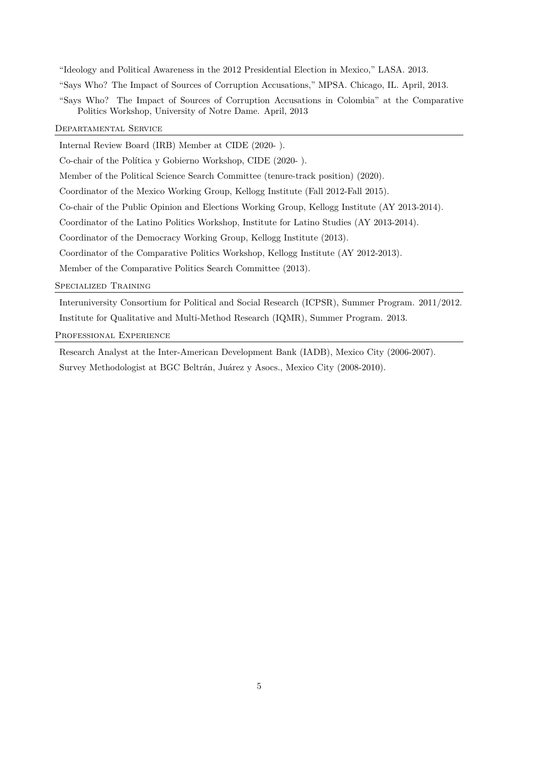"Ideology and Political Awareness in the 2012 Presidential Election in Mexico," LASA. 2013.

"Says Who? The Impact of Sources of Corruption Accusations," MPSA. Chicago, IL. April, 2013.

"Says Who? The Impact of Sources of Corruption Accusations in Colombia" at the Comparative Politics Workshop, University of Notre Dame. April, 2013

## Departamental Service

Internal Review Board (IRB) Member at CIDE (2020- ).

Co-chair of the Política y Gobierno Workshop, CIDE (2020- ).

Member of the Political Science Search Committee (tenure-track position) (2020).

Coordinator of the Mexico Working Group, Kellogg Institute (Fall 2012-Fall 2015).

Co-chair of the Public Opinion and Elections Working Group, Kellogg Institute (AY 2013-2014).

Coordinator of the Latino Politics Workshop, Institute for Latino Studies (AY 2013-2014).

Coordinator of the Democracy Working Group, Kellogg Institute (2013).

Coordinator of the Comparative Politics Workshop, Kellogg Institute (AY 2012-2013).

Member of the Comparative Politics Search Committee (2013).

## Specialized Training

Interuniversity Consortium for Political and Social Research (ICPSR), Summer Program. 2011/2012.

Institute for Qualitative and Multi-Method Research (IQMR), Summer Program. 2013.

## Professional Experience

Research Analyst at the Inter-American Development Bank (IADB), Mexico City (2006-2007).

Survey Methodologist at BGC Beltrán, Juárez y Asocs., Mexico City (2008-2010).